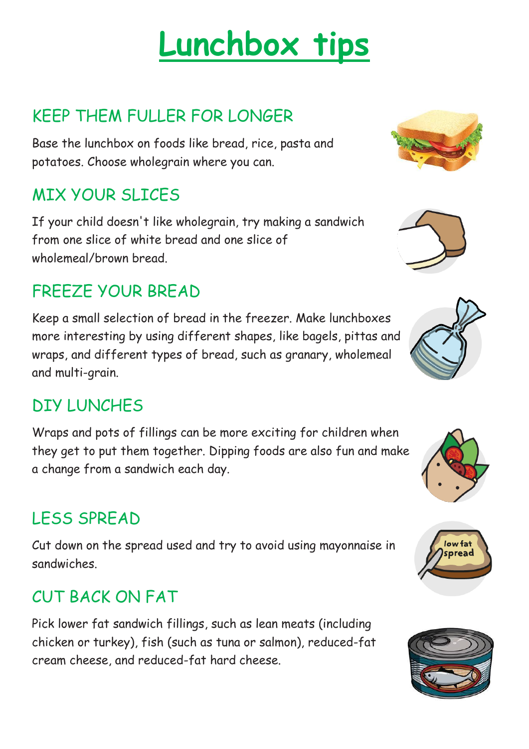# Lunchbox tips

## KEEP THEM FULLER FOR LONGER

Base the lunchbox on foods like bread, rice, pasta and potatoes. Choose wholegrain where you can.

## MIX YOUR SLICES

If your child doesn't like wholegrain, try making a sandwich from one slice of white bread and one slice of wholemeal/brown bread.

## FREEZE YOUR BREAD

Keep a small selection of bread in the freezer. Make lunchboxes more interesting by using different shapes, like bagels, pittas and wraps, and different types of bread, such as granary, wholemeal and multi-grain.

## DIY LUNCHES

Wraps and pots of fillings can be more exciting for children when they get to put them together. Dipping foods are also fun and make a change from a sandwich each day.

## LESS SPREAD

Cut down on the spread used and try to avoid using mayonnaise in sandwiches.

## CUT BACK ON FAT

Pick lower fat sandwich fillings, such as lean meats (including chicken or turkey), fish (such as tuna or salmon), reduced-fat cream cheese, and reduced-fat hard cheese.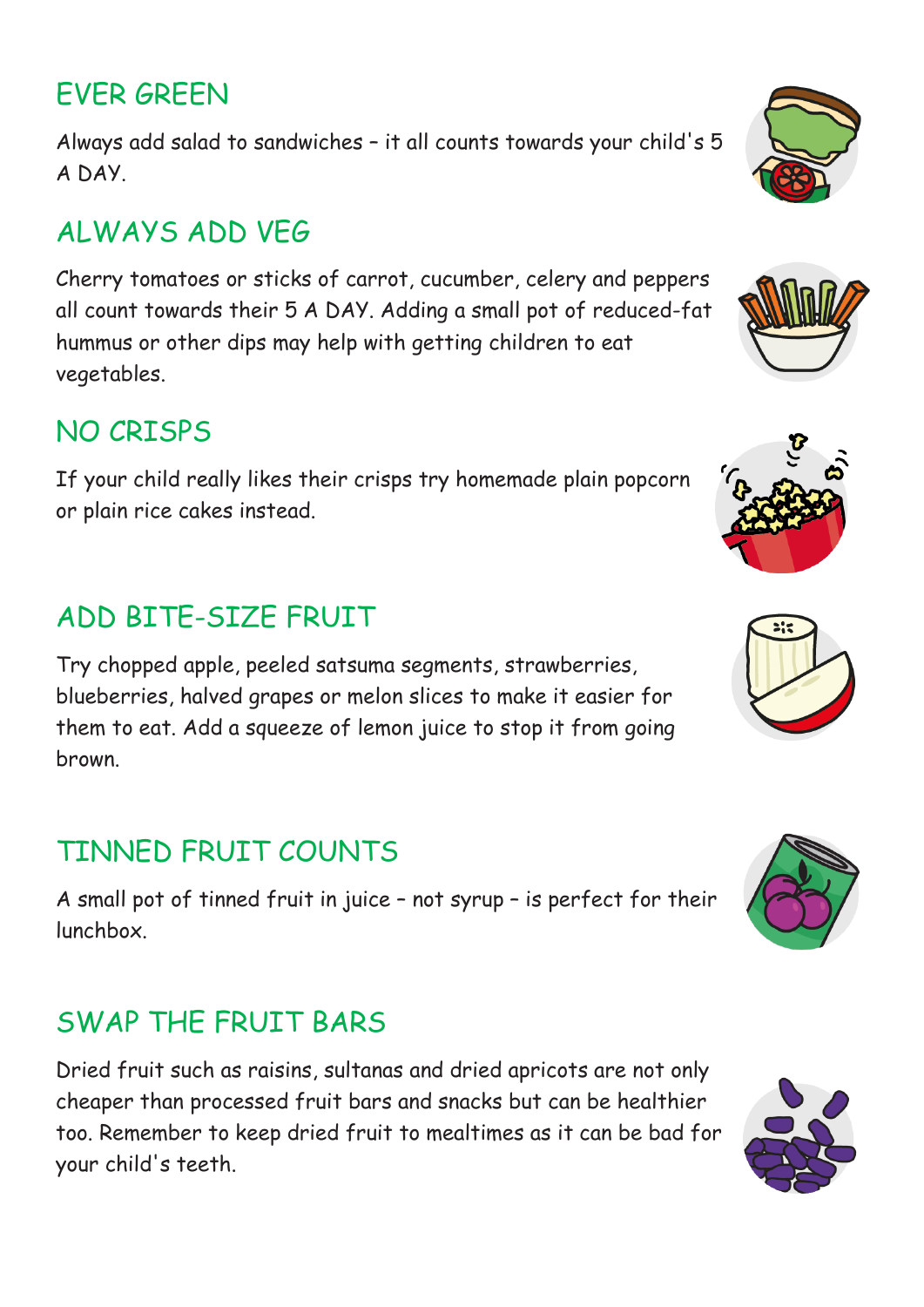## EVER GREEN

Always add salad to sandwiches – it all counts towards your child's 5 A DAY.

## ALWAYS ADD VEG

Cherry tomatoes or sticks of carrot, cucumber, celery and peppers all count towards their 5 A DAY. Adding a small pot of reduced-fat hummus or other dips may help with getting children to eat vegetables.

## NO CRISPS

If your child really likes their crisps try homemade plain popcorn or plain rice cakes instead.

## ADD BITE-SIZE FRUIT

Try chopped apple, peeled satsuma segments, strawberries, blueberries, halved grapes or melon slices to make it easier for them to eat. Add a squeeze of lemon juice to stop it from going brown.

## TINNED FRUIT COUNTS

A small pot of tinned fruit in juice – not syrup – is perfect for their lunchbox.

## SWAP THE FRUIT BARS

Dried fruit such as raisins, sultanas and dried apricots are not only cheaper than processed fruit bars and snacks but can be healthier too. Remember to keep dried fruit to mealtimes as it can be bad for your child's teeth.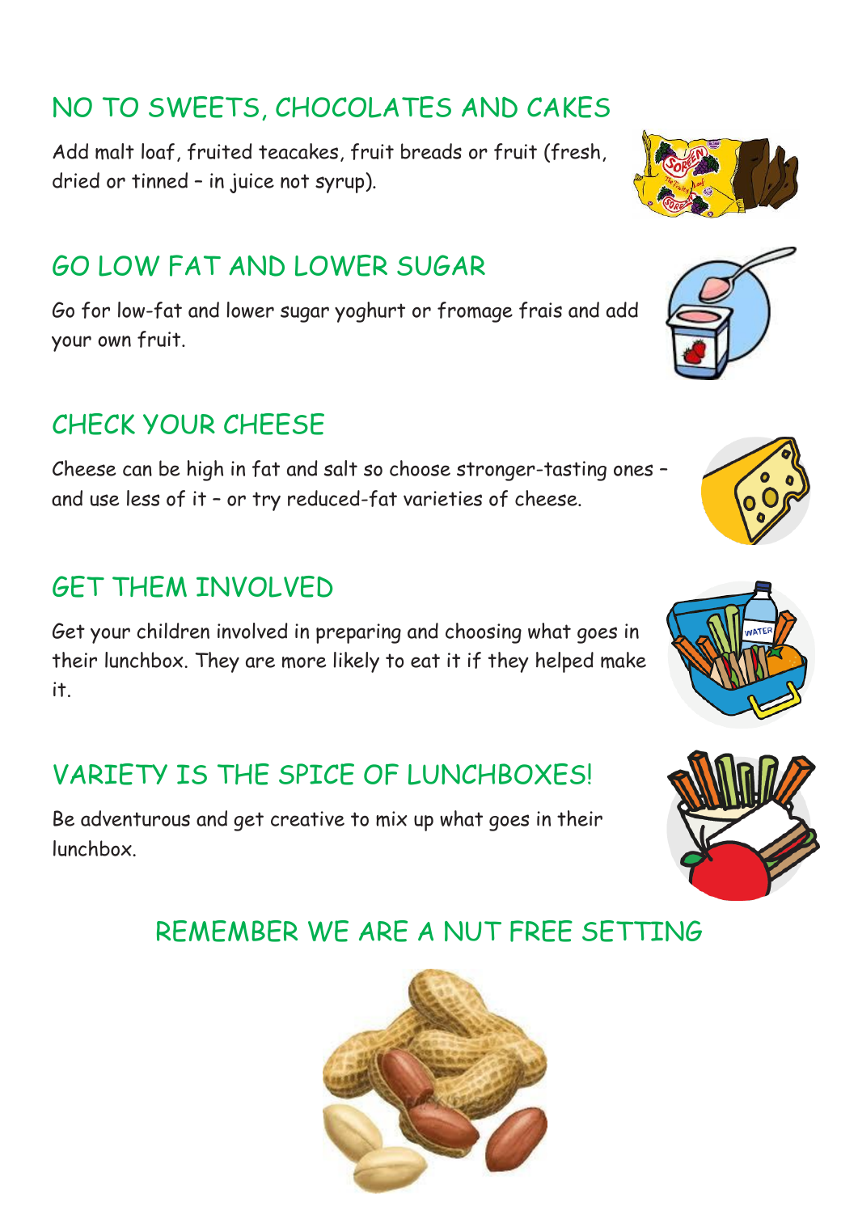## NO TO SWEETS, CHOCOLATES AND CAKES

Add malt loaf, fruited teacakes, fruit breads or fruit (fresh, dried or tinned – in juice not syrup).

## GO LOW FAT AND LOWER SUGAR

Go for low-fat and lower sugar yoghurt or fromage frais and add your own fruit.

## CHECK YOUR CHEESE

Cheese can be high in fat and salt so choose stronger-tasting ones – and use less of it – or try reduced-fat varieties of cheese.

## GET THEM INVOLVED

Get your children involved in preparing and choosing what goes in their lunchbox. They are more likely to eat it if they helped make it.

## VARIETY IS THE SPICE OF LUNCHBOXES!

Be adventurous and get creative to mix up what goes in their lunchbox.

## REMEMBER WE ARE A NUT FREE SETTING